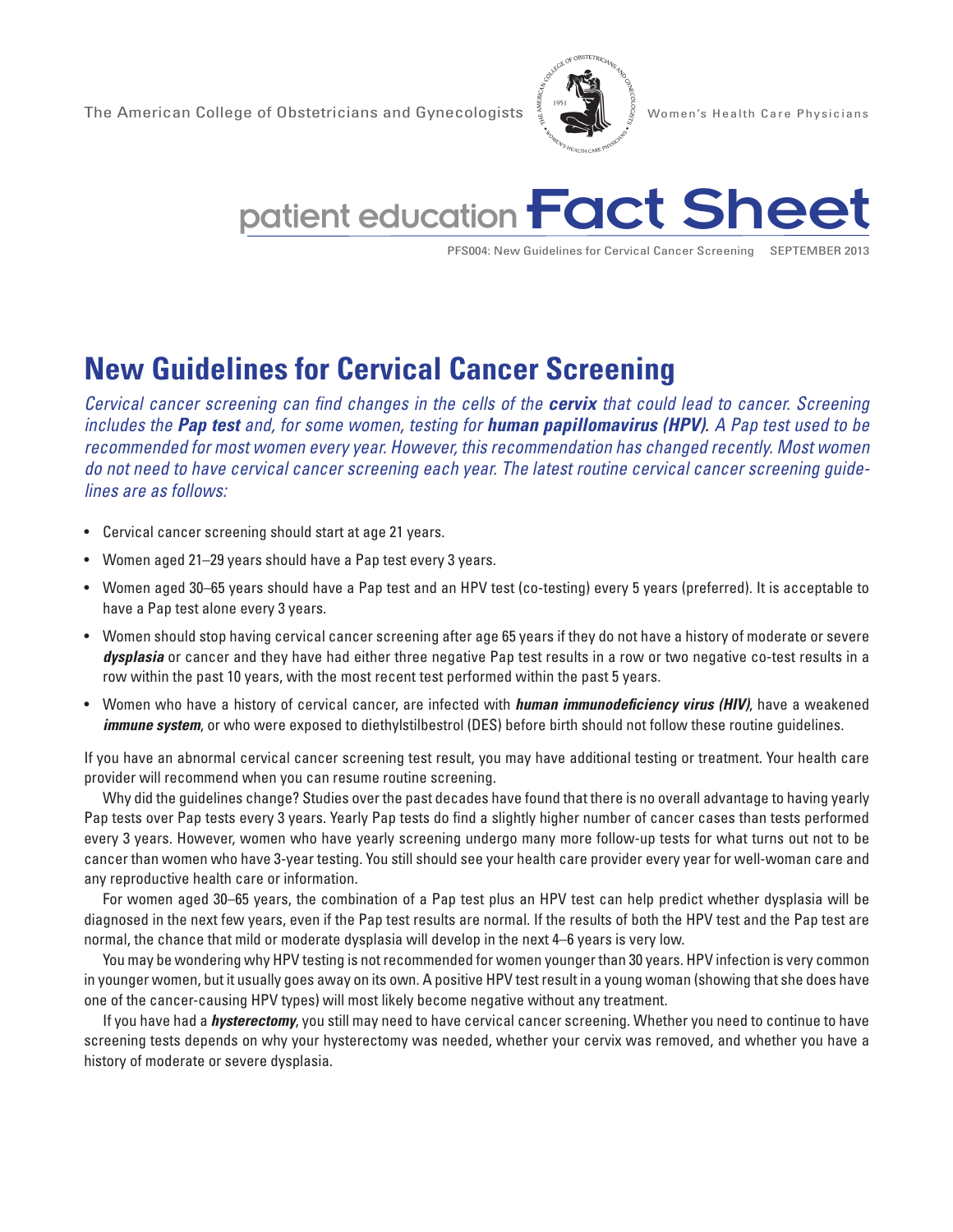The American College of Obstetricians and Gynecologists — Women's Health Care Physicians

patient education **Fact Sheet**

PFS004: New Guidelines for Cervical Cancer Screening SEPTEMBER 2013

# New Guidelines for Cervical Cancer Screening

*Cervical cancer screening can find changes in the cells of the* ***cervix*** *that could lead to cancer. Screening includes the* ***Pap test*** *and, for some women, testing for* ***human papillomavirus (HPV)****. A Pap test used to be recommended for most women every year. However, this recommendation has changed recently. Most women do not need to have cervical cancer screening each year. The latest routine cervical cancer screening guidelines are as follows:*

- Cervical cancer screening should start at age 21 years.
- Women aged 21–29 years should have a Pap test every 3 years.
- Women aged 30–65 years should have a Pap test and an HPV test (co-testing) every 5 years (preferred). It is acceptable to have a Pap test alone every 3 years.
- Women should stop having cervical cancer screening after age 65 years if they do not have a history of moderate or severe ***dysplasia*** or cancer and they have had either three negative Pap test results in a row or two negative co-test results in a row within the past 10 years, with the most recent test performed within the past 5 years.
- Women who have a history of cervical cancer, are infected with ***human immunodeficiency virus (HIV)***, have a weakened ***immune system***, or who were exposed to diethylstilbestrol (DES) before birth should not follow these routine guidelines.

If you have an abnormal cervical cancer screening test result, you may have additional testing or treatment. Your health care provider will recommend when you can resume routine screening.

Why did the guidelines change? Studies over the past decades have found that there is no overall advantage to having yearly Pap tests over Pap tests every 3 years. Yearly Pap tests do find a slightly higher number of cancer cases than tests performed every 3 years. However, women who have yearly screening undergo many more follow-up tests for what turns out not to be cancer than women who have 3-year testing. You still should see your health care provider every year for well-woman care and any reproductive health care or information.

For women aged 30–65 years, the combination of a Pap test plus an HPV test can help predict whether dysplasia will be diagnosed in the next few years, even if the Pap test results are normal. If the results of both the HPV test and the Pap test are normal, the chance that mild or moderate dysplasia will develop in the next 4–6 years is very low.

You may be wondering why HPV testing is not recommended for women younger than 30 years. HPV infection is very common in younger women, but it usually goes away on its own. A positive HPV test result in a young woman (showing that she does have one of the cancer-causing HPV types) will most likely become negative without any treatment.

If you have had a ***hysterectomy***, you still may need to have cervical cancer screening. Whether you need to continue to have screening tests depends on why your hysterectomy was needed, whether your cervix was removed, and whether you have a history of moderate or severe dysplasia.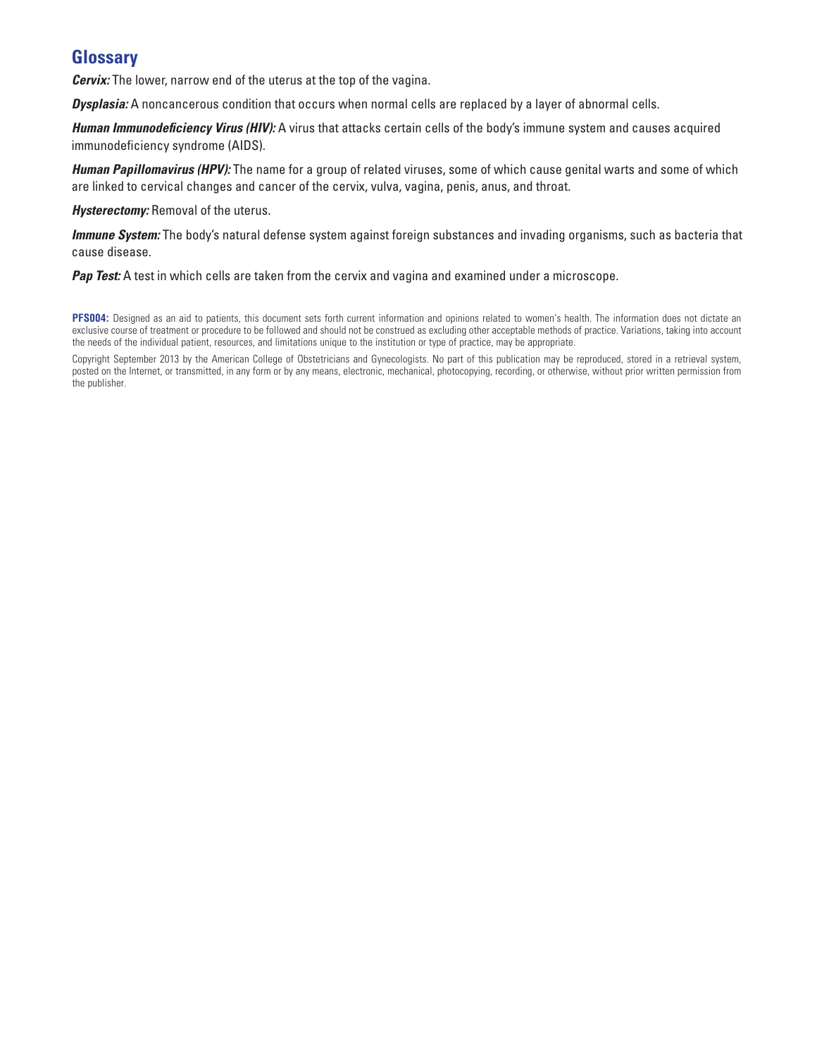## Glossary

***Cervix:*** The lower, narrow end of the uterus at the top of the vagina.

***Dysplasia:*** A noncancerous condition that occurs when normal cells are replaced by a layer of abnormal cells.

***Human Immunodeficiency Virus (HIV):*** A virus that attacks certain cells of the body's immune system and causes acquired immunodeficiency syndrome (AIDS).

***Human Papillomavirus (HPV):*** The name for a group of related viruses, some of which cause genital warts and some of which are linked to cervical changes and cancer of the cervix, vulva, vagina, penis, anus, and throat.

***Hysterectomy:*** Removal of the uterus.

***Immune System:*** The body's natural defense system against foreign substances and invading organisms, such as bacteria that cause disease.

***Pap Test:*** A test in which cells are taken from the cervix and vagina and examined under a microscope.

**PFS004:** Designed as an aid to patients, this document sets forth current information and opinions related to women's health. The information does not dictate an exclusive course of treatment or procedure to be followed and should not be construed as excluding other acceptable methods of practice. Variations, taking into account the needs of the individual patient, resources, and limitations unique to the institution or type of practice, may be appropriate.

Copyright September 2013 by the American College of Obstetricians and Gynecologists. No part of this publication may be reproduced, stored in a retrieval system, posted on the Internet, or transmitted, in any form or by any means, electronic, mechanical, photocopying, recording, or otherwise, without prior written permission from the publisher.